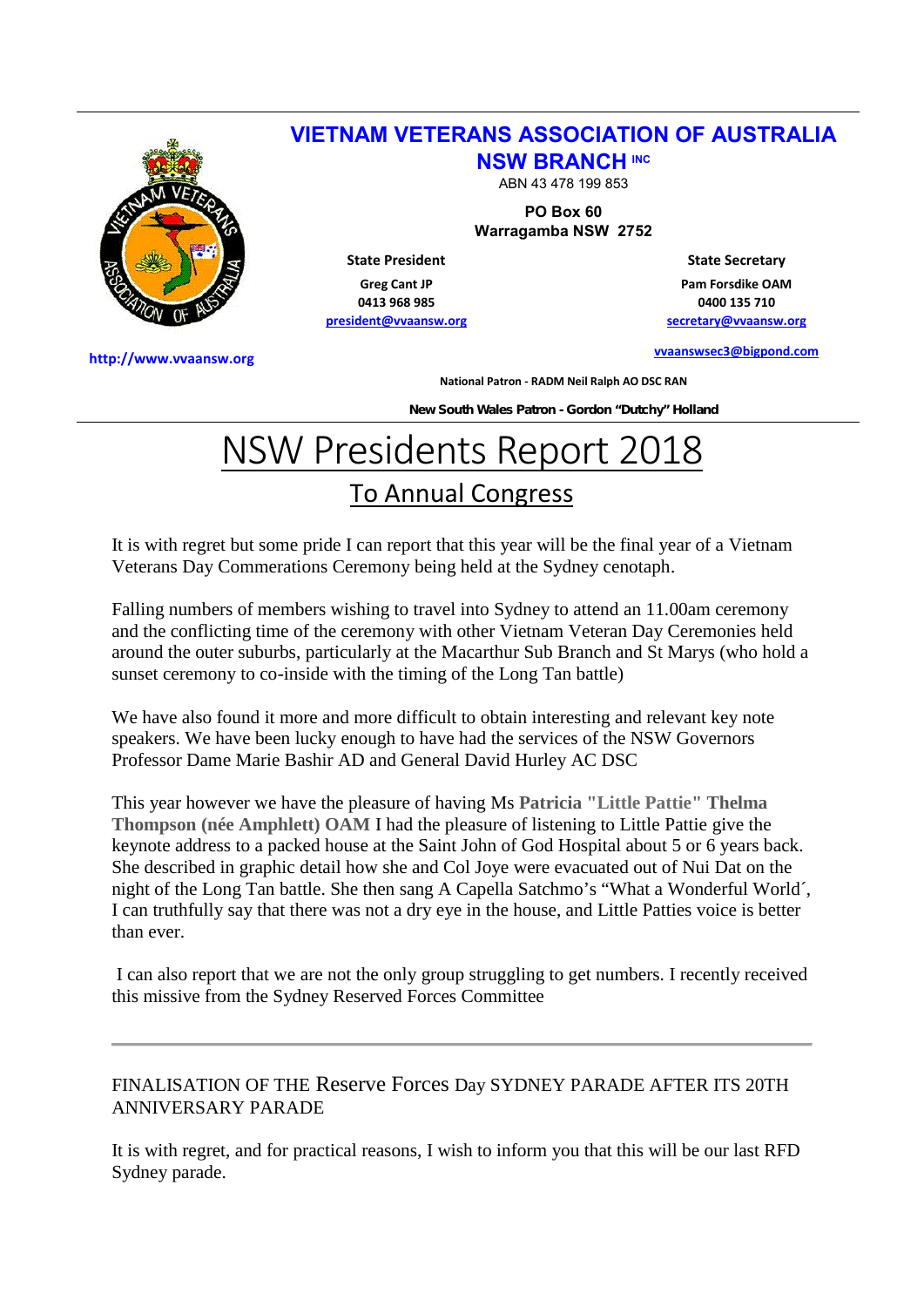**VIETNAM VETERANS ASSOCIATION OF AUSTRALIA**
**NSW BRANCH INC**
ABN 43 478 199 853

**PO Box 60**
**Warragamba NSW 2752**

**State President**
**Greg Cant JP**
**0413 968 985**
president@vvaansw.org

**State Secretary**
**Pam Forsdike OAM**
**0400 135 710**
secretary@vvaansw.org
vvaanswsec3@bigpond.com

http://www.vvaansw.org

**National Patron - RADM Neil Ralph AO DSC RAN**

**New South Wales Patron - Gordon "Dutchy" Holland**

# NSW Presidents Report 2018

## To Annual Congress

It is with regret but some pride I can report that this year will be the final year of a Vietnam Veterans Day Commerations Ceremony being held at the Sydney cenotaph.

Falling numbers of members wishing to travel into Sydney to attend an 11.00am ceremony and the conflicting time of the ceremony with other Vietnam Veteran Day Ceremonies held around the outer suburbs, particularly at the Macarthur Sub Branch and St Marys (who hold a sunset ceremony to co-inside with the timing of the Long Tan battle)

We have also found it more and more difficult to obtain interesting and relevant key note speakers. We have been lucky enough to have had the services of the NSW Governors Professor Dame Marie Bashir AD and General David Hurley AC DSC

This year however we have the pleasure of having Ms **Patricia "Little Pattie" Thelma Thompson (née Amphlett) OAM** I had the pleasure of listening to Little Pattie give the keynote address to a packed house at the Saint John of God Hospital about 5 or 6 years back. She described in graphic detail how she and Col Joye were evacuated out of Nui Dat on the night of the Long Tan battle. She then sang A Capella Satchmo's "What a Wonderful World´, I can truthfully say that there was not a dry eye in the house, and Little Patties voice is better than ever.

I can also report that we are not the only group struggling to get numbers. I recently received this missive from the Sydney Reserved Forces Committee

---

FINALISATION OF THE Reserve Forces Day SYDNEY PARADE AFTER ITS 20TH ANNIVERSARY PARADE

It is with regret, and for practical reasons, I wish to inform you that this will be our last RFD Sydney parade.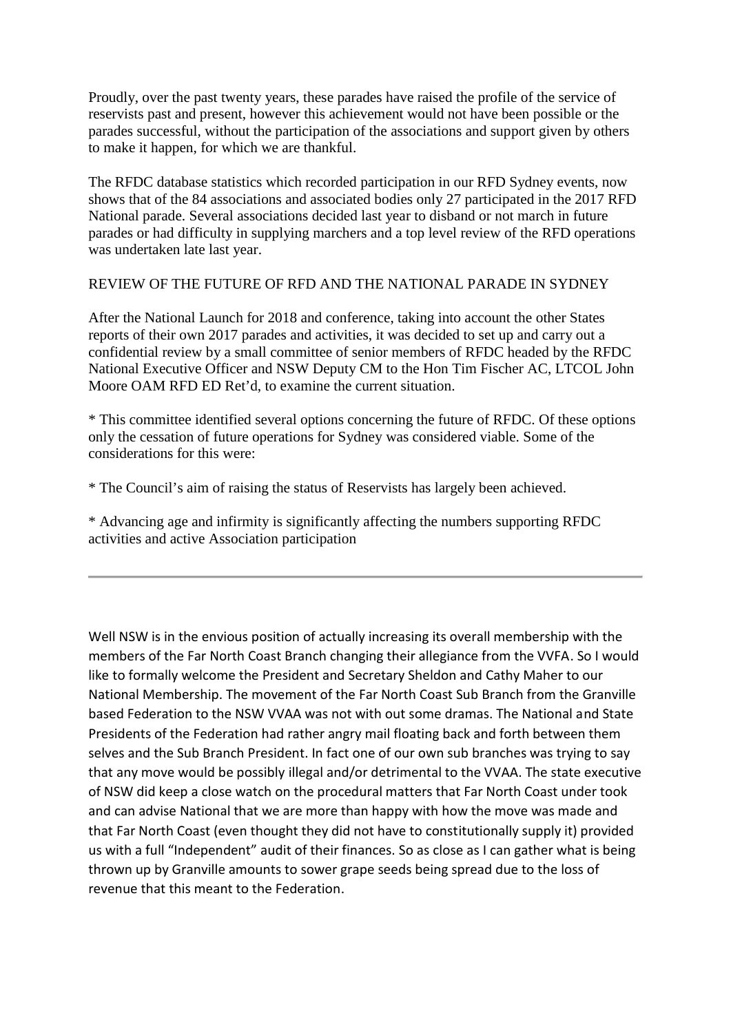Proudly, over the past twenty years, these parades have raised the profile of the service of reservists past and present, however this achievement would not have been possible or the parades successful, without the participation of the associations and support given by others to make it happen, for which we are thankful.

The RFDC database statistics which recorded participation in our RFD Sydney events, now shows that of the 84 associations and associated bodies only 27 participated in the 2017 RFD National parade. Several associations decided last year to disband or not march in future parades or had difficulty in supplying marchers and a top level review of the RFD operations was undertaken late last year.

REVIEW OF THE FUTURE OF RFD AND THE NATIONAL PARADE IN SYDNEY

After the National Launch for 2018 and conference, taking into account the other States reports of their own 2017 parades and activities, it was decided to set up and carry out a confidential review by a small committee of senior members of RFDC headed by the RFDC National Executive Officer and NSW Deputy CM to the Hon Tim Fischer AC, LTCOL John Moore OAM RFD ED Ret'd, to examine the current situation.

* This committee identified several options concerning the future of RFDC. Of these options only the cessation of future operations for Sydney was considered viable. Some of the considerations for this were:

* The Council's aim of raising the status of Reservists has largely been achieved.

* Advancing age and infirmity is significantly affecting the numbers supporting RFDC activities and active Association participation

---

Well NSW is in the envious position of actually increasing its overall membership with the members of the Far North Coast Branch changing their allegiance from the VVFA. So I would like to formally welcome the President and Secretary Sheldon and Cathy Maher to our National Membership. The movement of the Far North Coast Sub Branch from the Granville based Federation to the NSW VVAA was not with out some dramas. The National and State Presidents of the Federation had rather angry mail floating back and forth between them selves and the Sub Branch President. In fact one of our own sub branches was trying to say that any move would be possibly illegal and/or detrimental to the VVAA. The state executive of NSW did keep a close watch on the procedural matters that Far North Coast under took and can advise National that we are more than happy with how the move was made and that Far North Coast (even thought they did not have to constitutionally supply it) provided us with a full "Independent" audit of their finances. So as close as I can gather what is being thrown up by Granville amounts to sower grape seeds being spread due to the loss of revenue that this meant to the Federation.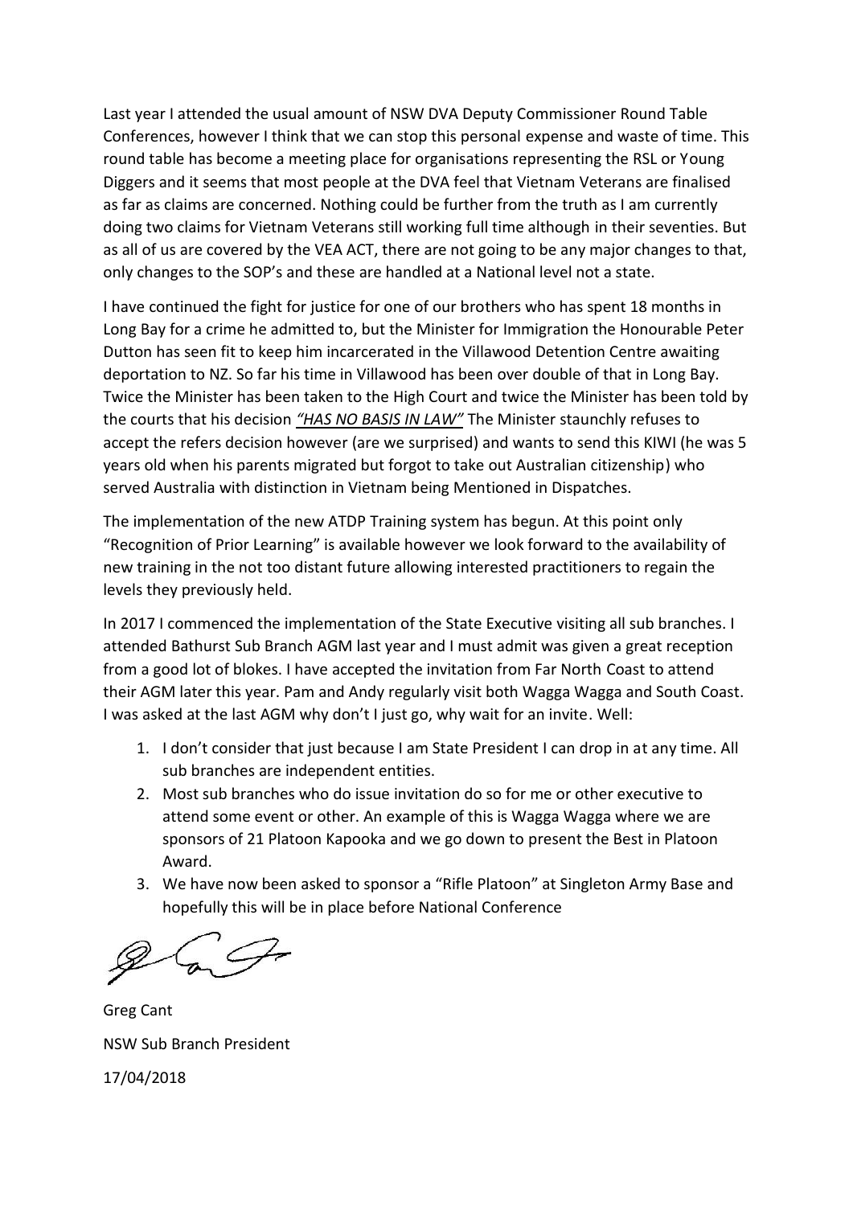Last year I attended the usual amount of NSW DVA Deputy Commissioner Round Table Conferences, however I think that we can stop this personal expense and waste of time. This round table has become a meeting place for organisations representing the RSL or Young Diggers and it seems that most people at the DVA feel that Vietnam Veterans are finalised as far as claims are concerned. Nothing could be further from the truth as I am currently doing two claims for Vietnam Veterans still working full time although in their seventies. But as all of us are covered by the VEA ACT, there are not going to be any major changes to that, only changes to the SOP's and these are handled at a National level not a state.

I have continued the fight for justice for one of our brothers who has spent 18 months in Long Bay for a crime he admitted to, but the Minister for Immigration the Honourable Peter Dutton has seen fit to keep him incarcerated in the Villawood Detention Centre awaiting deportation to NZ. So far his time in Villawood has been over double of that in Long Bay. Twice the Minister has been taken to the High Court and twice the Minister has been told by the courts that his decision ***"HAS NO BASIS IN LAW"*** The Minister staunchly refuses to accept the refers decision however (are we surprised) and wants to send this KIWI (he was 5 years old when his parents migrated but forgot to take out Australian citizenship) who served Australia with distinction in Vietnam being Mentioned in Dispatches.

The implementation of the new ATDP Training system has begun. At this point only "Recognition of Prior Learning" is available however we look forward to the availability of new training in the not too distant future allowing interested practitioners to regain the levels they previously held.

In 2017 I commenced the implementation of the State Executive visiting all sub branches. I attended Bathurst Sub Branch AGM last year and I must admit was given a great reception from a good lot of blokes. I have accepted the invitation from Far North Coast to attend their AGM later this year. Pam and Andy regularly visit both Wagga Wagga and South Coast. I was asked at the last AGM why don't I just go, why wait for an invite. Well:

1. I don't consider that just because I am State President I can drop in at any time. All sub branches are independent entities.
2. Most sub branches who do issue invitation do so for me or other executive to attend some event or other. An example of this is Wagga Wagga where we are sponsors of 21 Platoon Kapooka and we go down to present the Best in Platoon Award.
3. We have now been asked to sponsor a "Rifle Platoon" at Singleton Army Base and hopefully this will be in place before National Conference

Greg Cant
NSW Sub Branch President
17/04/2018